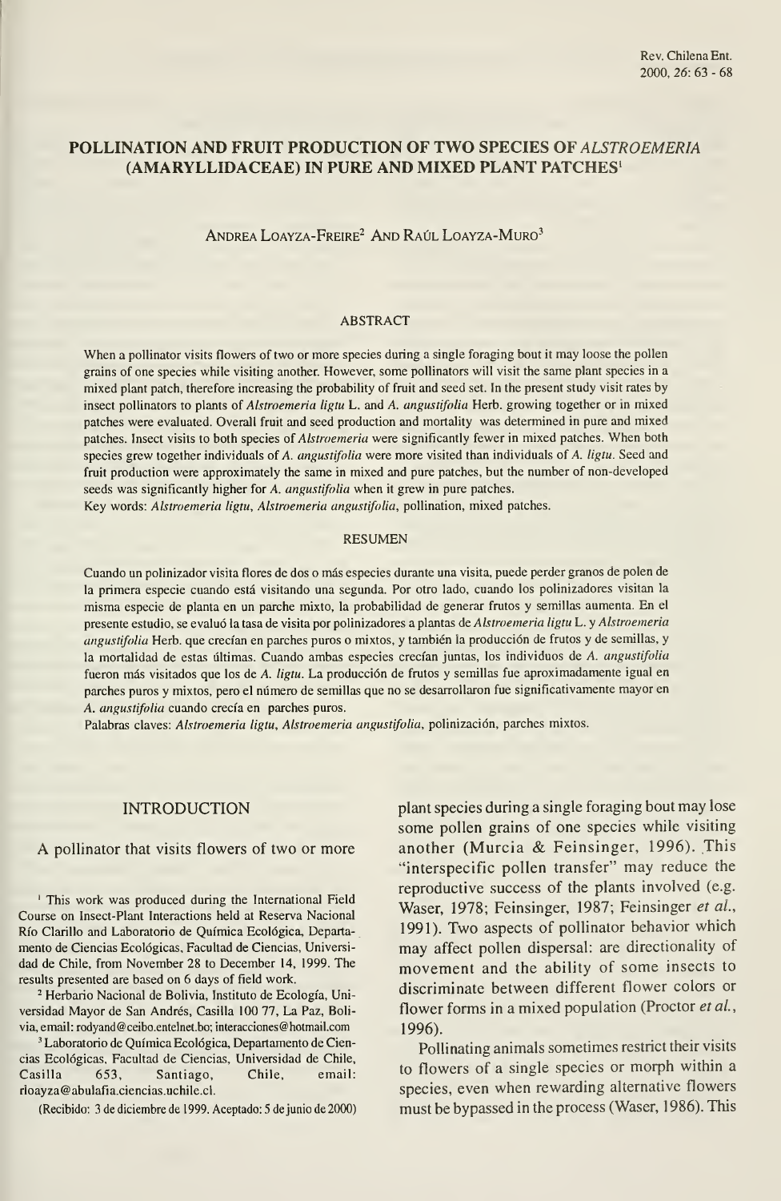# POLLINATION AND FRUIT PRODUCTION OF TWO SPECIES OF *ALSTROEMERIA* (AMARYLLIDACEAE) IN PURE AND MIXED PLANT PATCHES[1]

Andrea Loayza-Freire[2] and Raúl Loayza-Muro[3]

## ABSTRACT

When a pollinator visits flowers of two or more species during a single foraging bout it may loose the pollen grains of one species while visiting another. However, some pollinators will visit the same plant species in a mixed plant patch, therefore increasing the probability of fruit and seed set. In the present study visit rates by insect pollinators to plants of *Alstroemeria ligtu* L. and *A. angustifolia* Herb. growing together or in mixed patches were evaluated. Overall fruit and seed production and mortality was determined in pure and mixed patches. Insect visits to both species of *Alstroemeria* were significantly fewer in mixed patches. When both species grew together individuals of *A. angustifolia* were more visited than individuals of *A. ligtu*. Seed and fruit production were approximately the same in mixed and pure patches, but the number of non-developed seeds was significantly higher for *A. angustifolia* when it grew in pure patches.

Key words: *Alstroemeria ligtu*, *Alstroemeria angustifolia*, pollination, mixed patches.

## RESUMEN

Cuando un polinizador visita flores de dos o más especies durante una visita, puede perder granos de polen de la primera especie cuando está visitando una segunda. Por otro lado, cuando los polinizadores visitan la misma especie de planta en un parche mixto, la probabilidad de generar frutos y semillas aumenta. En el presente estudio, se evaluó la tasa de visita por polinizadores a plantas de *Alstroemeria ligtu* L. y *Alstroemeria angustifolia* Herb. que crecían en parches puros o mixtos, y también la producción de frutos y de semillas, y la mortalidad de estas últimas. Cuando ambas especies crecían juntas, los individuos de *A. angustifolia* fueron más visitados que los de *A. ligtu*. La producción de frutos y semillas fue aproximadamente igual en parches puros y mixtos, pero el número de semillas que no se desarrollaron fue significativamente mayor en *A. angustifolia* cuando crecía en parches puros.

Palabras claves: *Alstroemeria ligtu*, *Alstroemeria angustifolia*, polinización, parches mixtos.

## INTRODUCTION

A pollinator that visits flowers of two or more plant species during a single foraging bout may lose some pollen grains of one species while visiting another (Murcia & Feinsinger, 1996). This "interspecific pollen transfer" may reduce the reproductive success of the plants involved (e.g. Waser, 1978; Feinsinger, 1987; Feinsinger *et al.*, 1991). Two aspects of pollinator behavior which may affect pollen dispersal: are directionality of movement and the ability of some insects to discriminate between different flower colors or flower forms in a mixed population (Proctor *et al.*, 1996).

Pollinating animals sometimes restrict their visits to flowers of a single species or morph within a species, even when rewarding alternative flowers must be bypassed in the process (Waser, 1986). This

---

[1] This work was produced during the International Field Course on Insect-Plant Interactions held at Reserva Nacional Río Clarillo and Laboratorio de Química Ecológica, Departamento de Ciencias Ecológicas, Facultad de Ciencias, Universidad de Chile, from November 28 to December 14, 1999. The results presented are based on 6 days of field work.

[2] Herbario Nacional de Bolivia, Instituto de Ecología, Universidad Mayor de San Andrés, Casilla 100 77, La Paz, Bolivia, email: rodyand@ceibo.entelnet.bo; interacciones@hotmail.com

[3] Laboratorio de Química Ecológica, Departamento de Ciencias Ecológicas, Facultad de Ciencias, Universidad de Chile, Casilla 653, Santiago, Chile, email: rloayza@abulafia.ciencias.uchile.cl.

(Recibido: 3 de diciembre de 1999. Aceptado: 5 de junio de 2000)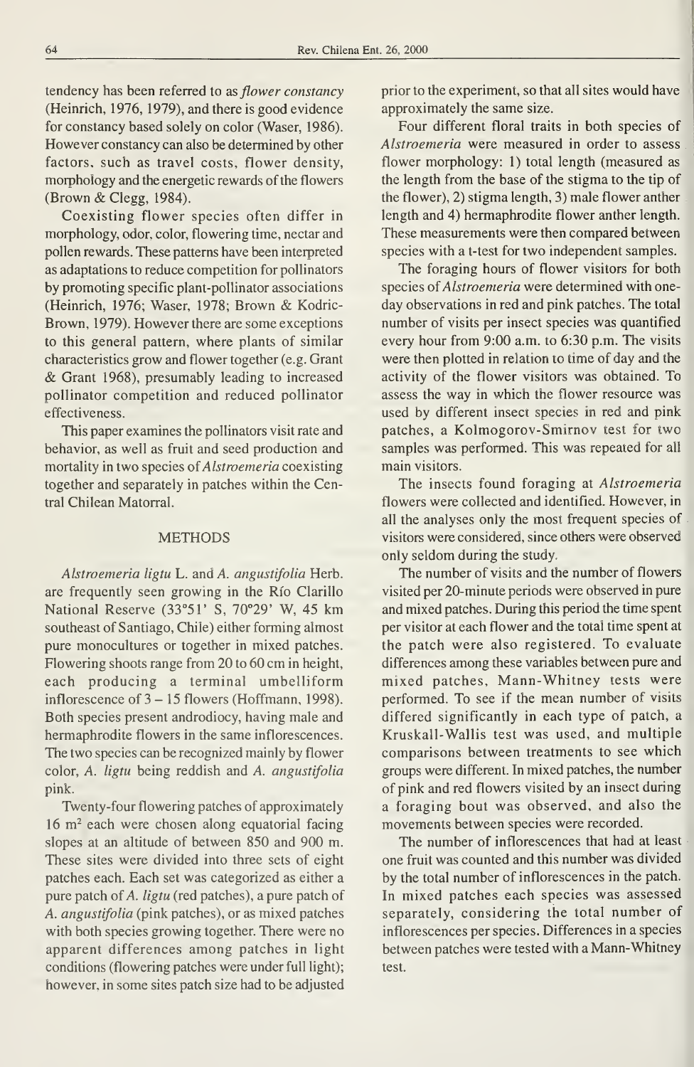tendency has been referred to as *flower constancy* (Heinrich, 1976, 1979), and there is good evidence for constancy based solely on color (Waser, 1986). However constancy can also be determined by other factors, such as travel costs, flower density, morphology and the energetic rewards of the flowers (Brown & Clegg, 1984).

Coexisting flower species often differ in morphology, odor, color, flowering time, nectar and pollen rewards. These patterns have been interpreted as adaptations to reduce competition for pollinators by promoting specific plant-pollinator associations (Heinrich, 1976; Waser, 1978; Brown & Kodric-Brown, 1979). However there are some exceptions to this general pattern, where plants of similar characteristics grow and flower together (e.g. Grant & Grant 1968), presumably leading to increased pollinator competition and reduced pollinator effectiveness.

This paper examines the pollinators visit rate and behavior, as well as fruit and seed production and mortality in two species of *Alstroemeria* coexisting together and separately in patches within the Central Chilean Matorral.

## METHODS

*Alstroemeria ligtu* L. and *A. angustifolia* Herb. are frequently seen growing in the Río Clarillo National Reserve (33°51' S, 70°29' W, 45 km southeast of Santiago, Chile) either forming almost pure monocultures or together in mixed patches. Flowering shoots range from 20 to 60 cm in height, each producing a terminal umbelliform inflorescence of 3 – 15 flowers (Hoffmann, 1998). Both species present androdiocy, having male and hermaphrodite flowers in the same inflorescences. The two species can be recognized mainly by flower color, *A. ligtu* being reddish and *A. angustifolia* pink.

Twenty-four flowering patches of approximately 16 m$^2$ each were chosen along equatorial facing slopes at an altitude of between 850 and 900 m. These sites were divided into three sets of eight patches each. Each set was categorized as either a pure patch of *A. ligtu* (red patches), a pure patch of *A. angustifolia* (pink patches), or as mixed patches with both species growing together. There were no apparent differences among patches in light conditions (flowering patches were under full light); however, in some sites patch size had to be adjusted prior to the experiment, so that all sites would have approximately the same size.

Four different floral traits in both species of *Alstroemeria* were measured in order to assess flower morphology: 1) total length (measured as the length from the base of the stigma to the tip of the flower), 2) stigma length, 3) male flower anther length and 4) hermaphrodite flower anther length. These measurements were then compared between species with a t-test for two independent samples.

The foraging hours of flower visitors for both species of *Alstroemeria* were determined with one-day observations in red and pink patches. The total number of visits per insect species was quantified every hour from 9:00 a.m. to 6:30 p.m. The visits were then plotted in relation to time of day and the activity of the flower visitors was obtained. To assess the way in which the flower resource was used by different insect species in red and pink patches, a Kolmogorov-Smirnov test for two samples was performed. This was repeated for all main visitors.

The insects found foraging at *Alstroemeria* flowers were collected and identified. However, in all the analyses only the most frequent species of visitors were considered, since others were observed only seldom during the study.

The number of visits and the number of flowers visited per 20-minute periods were observed in pure and mixed patches. During this period the time spent per visitor at each flower and the total time spent at the patch were also registered. To evaluate differences among these variables between pure and mixed patches, Mann-Whitney tests were performed. To see if the mean number of visits differed significantly in each type of patch, a Kruskall-Wallis test was used, and multiple comparisons between treatments to see which groups were different. In mixed patches, the number of pink and red flowers visited by an insect during a foraging bout was observed, and also the movements between species were recorded.

The number of inflorescences that had at least one fruit was counted and this number was divided by the total number of inflorescences in the patch. In mixed patches each species was assessed separately, considering the total number of inflorescences per species. Differences in a species between patches were tested with a Mann-Whitney test.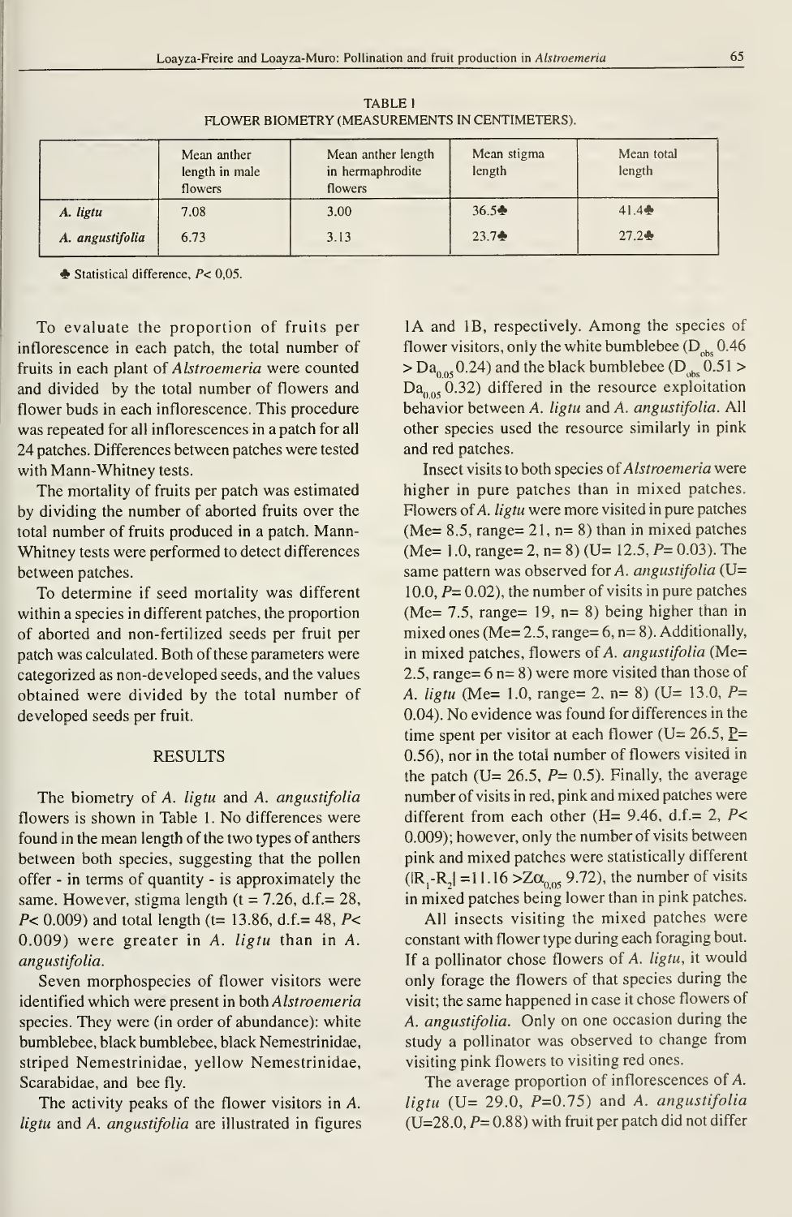TABLE I
FLOWER BIOMETRY (MEASUREMENTS IN CENTIMETERS).

| | Mean anther length in male flowers | Mean anther length in hermaphrodite flowers | Mean stigma length | Mean total length |
|---|---|---|---|---|
| *A. ligtu* | 7.08 | 3.00 | 36.5♣ | 41.4♣ |
| *A. angustifolia* | 6.73 | 3.13 | 23.7♣ | 27.2♣ |

♣ Statistical difference, $P< 0{,}05$.

To evaluate the proportion of fruits per inflorescence in each patch, the total number of fruits in each plant of *Alstroemeria* were counted and divided by the total number of flowers and flower buds in each inflorescence. This procedure was repeated for all inflorescences in a patch for all 24 patches. Differences between patches were tested with Mann-Whitney tests.

The mortality of fruits per patch was estimated by dividing the number of aborted fruits over the total number of fruits produced in a patch. Mann-Whitney tests were performed to detect differences between patches.

To determine if seed mortality was different within a species in different patches, the proportion of aborted and non-fertilized seeds per fruit per patch was calculated. Both of these parameters were categorized as non-developed seeds, and the values obtained were divided by the total number of developed seeds per fruit.

## RESULTS

The biometry of *A. ligtu* and *A. angustifolia* flowers is shown in Table 1. No differences were found in the mean length of the two types of anthers between both species, suggesting that the pollen offer - in terms of quantity - is approximately the same. However, stigma length ($t = 7.26$, d.f.= 28, $P< 0.009$) and total length ($t= 13.86$, d.f.= 48, $P< 0.009$) were greater in *A. ligtu* than in *A. angustifolia*.

Seven morphospecies of flower visitors were identified which were present in both *Alstroemeria* species. They were (in order of abundance): white bumblebee, black bumblebee, black Nemestrinidae, striped Nemestrinidae, yellow Nemestrinidae, Scarabidae, and bee fly.

The activity peaks of the flower visitors in *A. ligtu* and *A. angustifolia* are illustrated in figures 1A and 1B, respectively. Among the species of flower visitors, only the white bumblebee ($D_{obs}$ 0.46 > $Da_{0.05}$ 0.24) and the black bumblebee ($D_{obs}$ 0.51 > $Da_{0.05}$ 0.32) differed in the resource exploitation behavior between *A. ligtu* and *A. angustifolia*. All other species used the resource similarly in pink and red patches.

Insect visits to both species of *Alstroemeria* were higher in pure patches than in mixed patches. Flowers of *A. ligtu* were more visited in pure patches (Me= 8.5, range= 21, n= 8) than in mixed patches (Me= 1.0, range= 2, n= 8) ($U= 12.5$, $P= 0.03$). The same pattern was observed for *A. angustifolia* ($U= 10.0$, $P= 0.02$), the number of visits in pure patches (Me= 7.5, range= 19, n= 8) being higher than in mixed ones (Me= 2.5, range= 6, n= 8). Additionally, in mixed patches, flowers of *A. angustifolia* (Me= 2.5, range= 6 n= 8) were more visited than those of *A. ligtu* (Me= 1.0, range= 2, n= 8) ($U= 13.0$, $P= 0.04$). No evidence was found for differences in the time spent per visitor at each flower ($U= 26.5$, $P= 0.56$), nor in the total number of flowers visited in the patch ($U= 26.5$, $P= 0.5$). Finally, the average number of visits in red, pink and mixed patches were different from each other ($H= 9.46$, d.f.= 2, $P< 0.009$); however, only the number of visits between pink and mixed patches were statistically different ($|R_1-R_2| = 11.16 > Z\alpha_{0.05}$ 9.72), the number of visits in mixed patches being lower than in pink patches.

All insects visiting the mixed patches were constant with flower type during each foraging bout. If a pollinator chose flowers of *A. ligtu*, it would only forage the flowers of that species during the visit; the same happened in case it chose flowers of *A. angustifolia*. Only on one occasion during the study a pollinator was observed to change from visiting pink flowers to visiting red ones.

The average proportion of inflorescences of *A. ligtu* ($U= 29.0$, $P=0.75$) and *A. angustifolia* ($U=28.0$, $P= 0.88$) with fruit per patch did not differ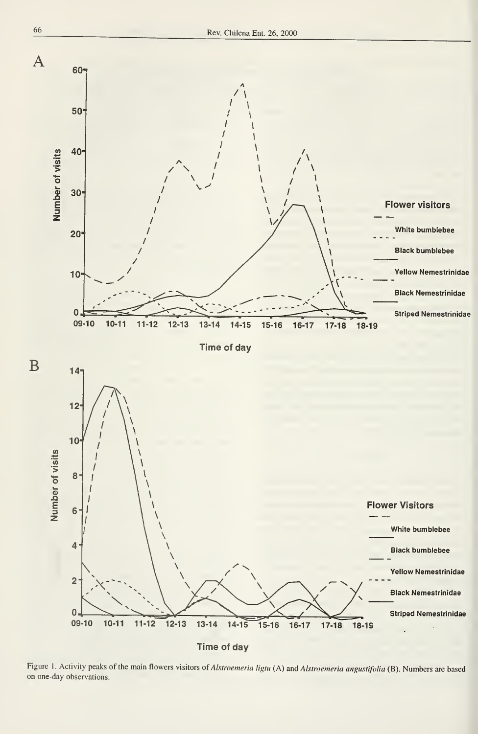Figure 1. Activity peaks of the main flowers visitors of *Alstroemeria ligtu* (A) and *Alstroemeria angustifolia* (B). Numbers are based on one-day observations.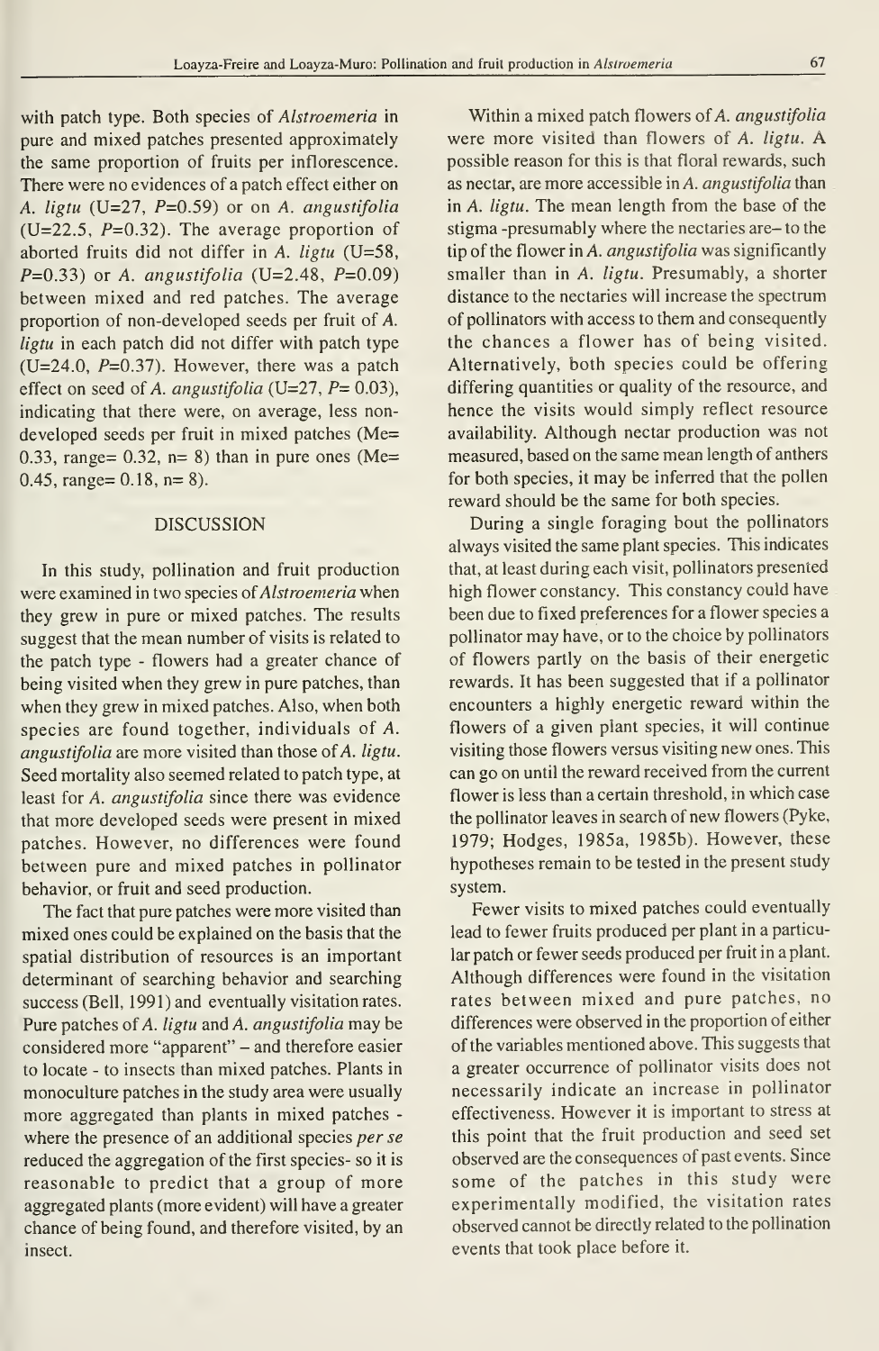with patch type. Both species of *Alstroemeria* in pure and mixed patches presented approximately the same proportion of fruits per inflorescence. There were no evidences of a patch effect either on *A. ligtu* ($U$=27, $P$=0.59) or on *A. angustifolia* ($U$=22.5, $P$=0.32). The average proportion of aborted fruits did not differ in *A. ligtu* ($U$=58, $P$=0.33) or *A. angustifolia* ($U$=2.48, $P$=0.09) between mixed and red patches. The average proportion of non-developed seeds per fruit of *A. ligtu* in each patch did not differ with patch type ($U$=24.0, $P$=0.37). However, there was a patch effect on seed of *A. angustifolia* ($U$=27, $P$= 0.03), indicating that there were, on average, less non-developed seeds per fruit in mixed patches (Me= 0.33, range= 0.32, n= 8) than in pure ones (Me= 0.45, range= 0.18, n= 8).

## DISCUSSION

In this study, pollination and fruit production were examined in two species of *Alstroemeria* when they grew in pure or mixed patches. The results suggest that the mean number of visits is related to the patch type - flowers had a greater chance of being visited when they grew in pure patches, than when they grew in mixed patches. Also, when both species are found together, individuals of *A. angustifolia* are more visited than those of *A. ligtu*. Seed mortality also seemed related to patch type, at least for *A. angustifolia* since there was evidence that more developed seeds were present in mixed patches. However, no differences were found between pure and mixed patches in pollinator behavior, or fruit and seed production.

The fact that pure patches were more visited than mixed ones could be explained on the basis that the spatial distribution of resources is an important determinant of searching behavior and searching success (Bell, 1991) and eventually visitation rates. Pure patches of *A. ligtu* and *A. angustifolia* may be considered more "apparent" – and therefore easier to locate - to insects than mixed patches. Plants in monoculture patches in the study area were usually more aggregated than plants in mixed patches - where the presence of an additional species *per se* reduced the aggregation of the first species- so it is reasonable to predict that a group of more aggregated plants (more evident) will have a greater chance of being found, and therefore visited, by an insect.

Within a mixed patch flowers of *A. angustifolia* were more visited than flowers of *A. ligtu*. A possible reason for this is that floral rewards, such as nectar, are more accessible in *A. angustifolia* than in *A. ligtu*. The mean length from the base of the stigma -presumably where the nectaries are– to the tip of the flower in *A. angustifolia* was significantly smaller than in *A. ligtu*. Presumably, a shorter distance to the nectaries will increase the spectrum of pollinators with access to them and consequently the chances a flower has of being visited. Alternatively, both species could be offering differing quantities or quality of the resource, and hence the visits would simply reflect resource availability. Although nectar production was not measured, based on the same mean length of anthers for both species, it may be inferred that the pollen reward should be the same for both species.

During a single foraging bout the pollinators always visited the same plant species. This indicates that, at least during each visit, pollinators presented high flower constancy. This constancy could have been due to fixed preferences for a flower species a pollinator may have, or to the choice by pollinators of flowers partly on the basis of their energetic rewards. It has been suggested that if a pollinator encounters a highly energetic reward within the flowers of a given plant species, it will continue visiting those flowers versus visiting new ones. This can go on until the reward received from the current flower is less than a certain threshold, in which case the pollinator leaves in search of new flowers (Pyke, 1979; Hodges, 1985a, 1985b). However, these hypotheses remain to be tested in the present study system.

Fewer visits to mixed patches could eventually lead to fewer fruits produced per plant in a particular patch or fewer seeds produced per fruit in a plant. Although differences were found in the visitation rates between mixed and pure patches, no differences were observed in the proportion of either of the variables mentioned above. This suggests that a greater occurrence of pollinator visits does not necessarily indicate an increase in pollinator effectiveness. However it is important to stress at this point that the fruit production and seed set observed are the consequences of past events. Since some of the patches in this study were experimentally modified, the visitation rates observed cannot be directly related to the pollination events that took place before it.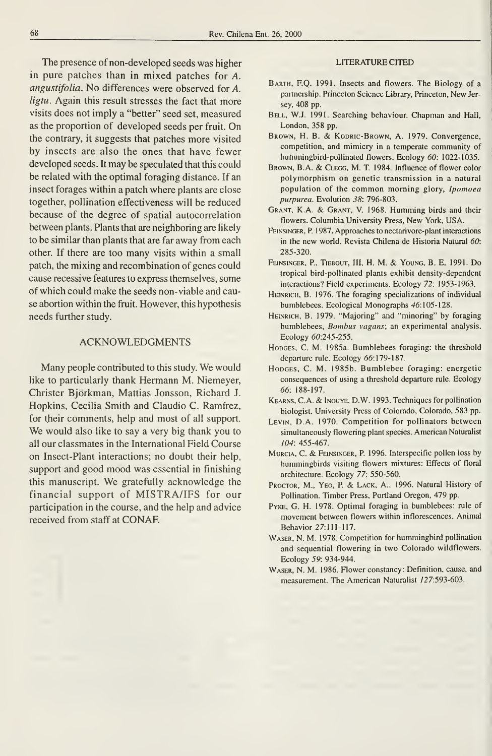The presence of non-developed seeds was higher in pure patches than in mixed patches for *A. angustifolia*. No differences were observed for *A. ligtu*. Again this result stresses the fact that more visits does not imply a "better" seed set, measured as the proportion of developed seeds per fruit. On the contrary, it suggests that patches more visited by insects are also the ones that have fewer developed seeds. It may be speculated that this could be related with the optimal foraging distance. If an insect forages within a patch where plants are close together, pollination effectiveness will be reduced because of the degree of spatial autocorrelation between plants. Plants that are neighboring are likely to be similar than plants that are far away from each other. If there are too many visits within a small patch, the mixing and recombination of genes could cause recessive features to express themselves, some of which could make the seeds non-viable and cause abortion within the fruit. However, this hypothesis needs further study.

## ACKNOWLEDGMENTS

Many people contributed to this study. We would like to particularly thank Hermann M. Niemeyer, Christer Björkman, Mattias Jonsson, Richard J. Hopkins, Cecilia Smith and Claudio C. Ramírez, for their comments, help and most of all support. We would also like to say a very big thank you to all our classmates in the International Field Course on Insect-Plant interactions; no doubt their help, support and good mood was essential in finishing this manuscript. We gratefully acknowledge the financial support of MISTRA/IFS for our participation in the course, and the help and advice received from staff at CONAF.

## LITERATURE CITED

Barth, F.Q. 1991. Insects and flowers. The Biology of a partnership. Princeton Science Library, Princeton, New Jersey, 408 pp.

Bell, W.J. 1991. Searching behaviour. Chapman and Hall, London, 358 pp.

Brown, H. B. & Kodric-Brown, A. 1979. Convergence, competition, and mimicry in a temperate community of hummingbird-pollinated flowers. Ecology *60*: 1022-1035.

Brown, B.A. & Clegg, M. T. 1984. Influence of flower color polymorphism on genetic transmission in a natural population of the common morning glory, *Ipomoea purpurea*. Evolution *38*: 796-803.

Grant, K.A. & Grant, V. 1968. Humming birds and their flowers. Columbia University Press, New York, USA.

Feinsinger, P. 1987. Approaches to nectarivore-plant interactions in the new world. Revista Chilena de Historia Natural *60*: 285-320.

Feinsinger, P., Tiebout, III, H. M. & Young, B. E. 1991. Do tropical bird-pollinated plants exhibit density-dependent interactions? Field experiments. Ecology *72*: 1953-1963.

Heinrich, B. 1976. The foraging specializations of individual bumblebees. Ecological Monographs *46*:105-128.

Heinrich, B. 1979. "Majoring" and "minoring" by foraging bumblebees, *Bombus vagans*; an experimental analysis. Ecology *60*:245-255.

Hodges, C. M. 1985a. Bumblebees foraging: the threshold departure rule. Ecology *66*:179-187.

Hodges, C. M. 1985b. Bumblebee foraging: energetic consequences of using a threshold departure rule. Ecology *66*: 188-197.

Kearns, C.A. & Inouye, D.W. 1993. Techniques for pollination biologist. University Press of Colorado, Colorado, 583 pp.

Levin, D.A. 1970. Competition for pollinators between simultaneously flowering plant species. American Naturalist *104*: 455-467.

Murcia, C. & Feinsinger, P. 1996. Interspecific pollen loss by hummingbirds visiting flowers mixtures: Effects of floral architecture. Ecology *77*: 550-560.

Proctor, M., Yeo, P. & Lack, A.. 1996. Natural History of Pollination. Timber Press, Portland Oregon, 479 pp.

Pyke, G. H. 1978. Optimal foraging in bumblebees: rule of movement between flowers within inflorescences. Animal Behavior *27*:111-117.

Waser, N. M. 1978. Competition for hummingbird pollination and sequential flowering in two Colorado wildflowers. Ecology *59*: 934-944.

Waser, N. M. 1986. Flower constancy: Definition, cause, and measurement. The American Naturalist *127*:593-603.